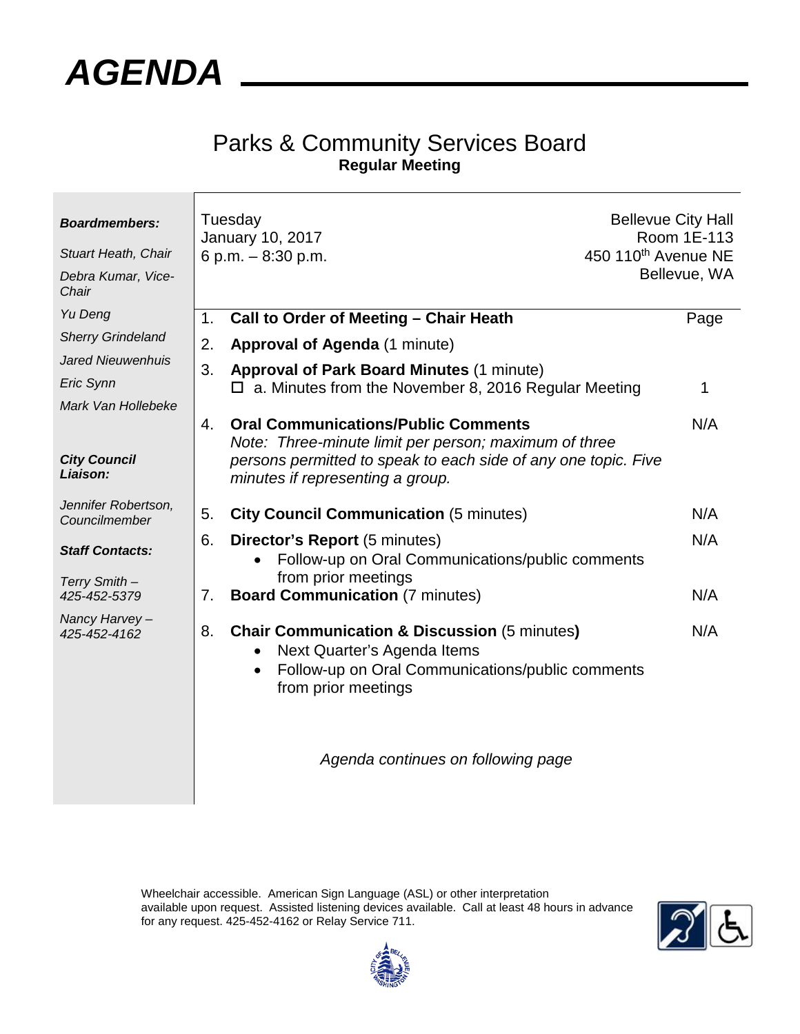# AGENDA

## Parks & Community Services Board

**Regular Meeting**

***Boardmembers:***

*Stuart Heath, Chair*

*Debra Kumar, Vice-Chair*

*Yu Deng*

*Sherry Grindeland*

*Jared Nieuwenhuis*

*Eric Synn*

*Mark Van Hollebeke*

***City Council Liaison:***

*Jennifer Robertson, Councilmember*

***Staff Contacts:***

*Terry Smith – 425-452-5379*

*Nancy Harvey – 425-452-4162*

Tuesday
January 10, 2017
6 p.m. – 8:30 p.m.

Bellevue City Hall
Room 1E-113
450 110th Avenue NE
Bellevue, WA

| | | Page |
|---|---|---|
| 1. | **Call to Order of Meeting – Chair Heath** | |
| 2. | **Approval of Agenda** (1 minute) | |
| 3. | **Approval of Park Board Minutes** (1 minute)<br>☐ a. Minutes from the November 8, 2016 Regular Meeting | 1 |
| 4. | **Oral Communications/Public Comments**<br>*Note: Three-minute limit per person; maximum of three persons permitted to speak to each side of any one topic. Five minutes if representing a group.* | N/A |
| 5. | **City Council Communication** (5 minutes) | N/A |
| 6. | **Director's Report** (5 minutes)<br>• Follow-up on Oral Communications/public comments from prior meetings | N/A |
| 7. | **Board Communication** (7 minutes) | N/A |
| 8. | **Chair Communication & Discussion** (5 minutes)<br>• Next Quarter's Agenda Items<br>• Follow-up on Oral Communications/public comments from prior meetings | N/A |

*Agenda continues on following page*

Wheelchair accessible. American Sign Language (ASL) or other interpretation available upon request. Assisted listening devices available. Call at least 48 hours in advance for any request. 425-452-4162 or Relay Service 711.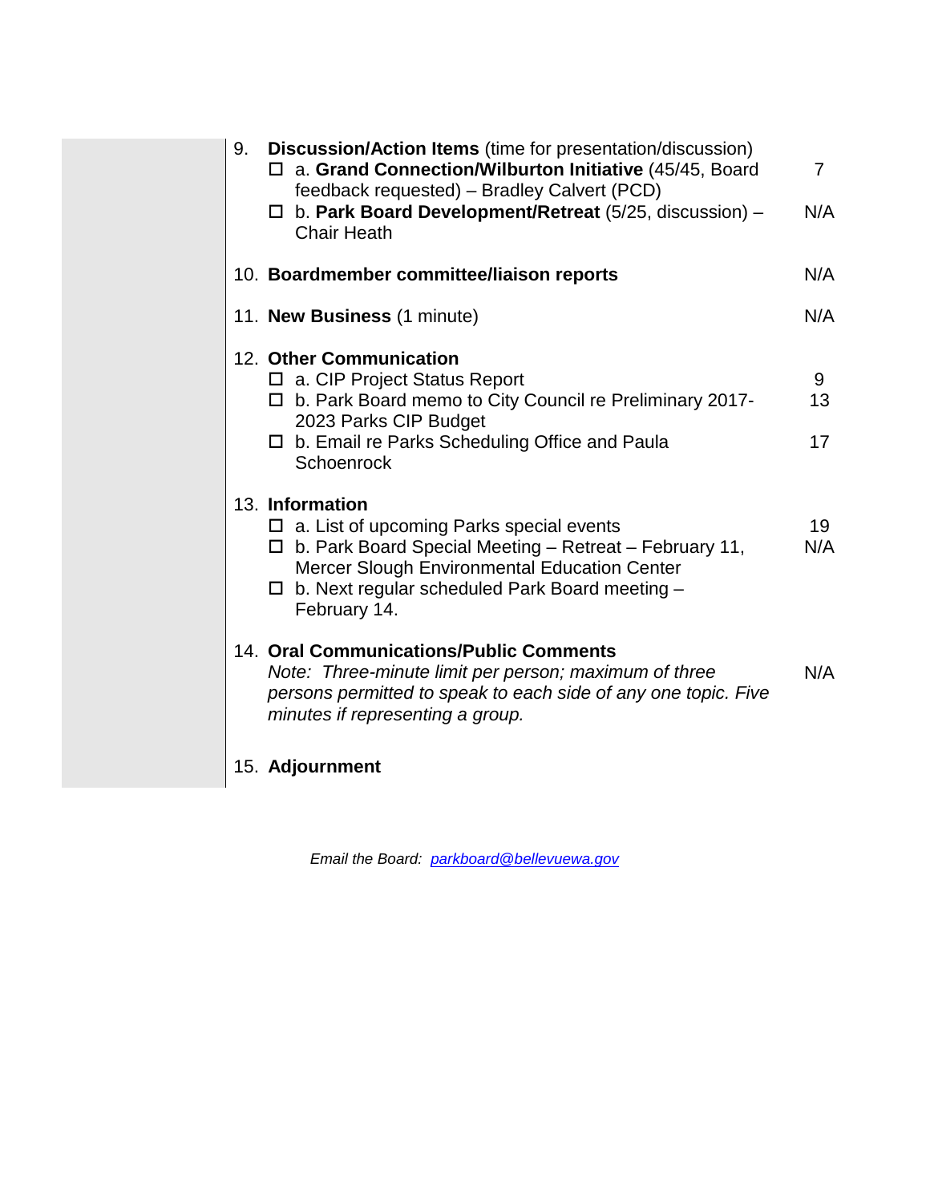| | | |
|---|---|---|
| 9. | **Discussion/Action Items** (time for presentation/discussion) | |
| | ☐ a. **Grand Connection/Wilburton Initiative** (45/45, Board feedback requested) – Bradley Calvert (PCD) | 7 |
| | ☐ b. **Park Board Development/Retreat** (5/25, discussion) – Chair Heath | N/A |
| 10. | **Boardmember committee/liaison reports** | N/A |
| 11. | **New Business** (1 minute) | N/A |
| 12. | **Other Communication** | |
| | ☐ a. CIP Project Status Report | 9 |
| | ☐ b. Park Board memo to City Council re Preliminary 2017-2023 Parks CIP Budget | 13 |
| | ☐ b. Email re Parks Scheduling Office and Paula Schoenrock | 17 |
| 13. | **Information** | |
| | ☐ a. List of upcoming Parks special events | 19 |
| | ☐ b. Park Board Special Meeting – Retreat – February 11, Mercer Slough Environmental Education Center | N/A |
| | ☐ b. Next regular scheduled Park Board meeting – February 14. | |
| 14. | **Oral Communications/Public Comments** | |
| | *Note: Three-minute limit per person; maximum of three persons permitted to speak to each side of any one topic. Five minutes if representing a group.* | N/A |
| 15. | **Adjournment** | |

*Email the Board: parkboard@bellevuewa.gov*